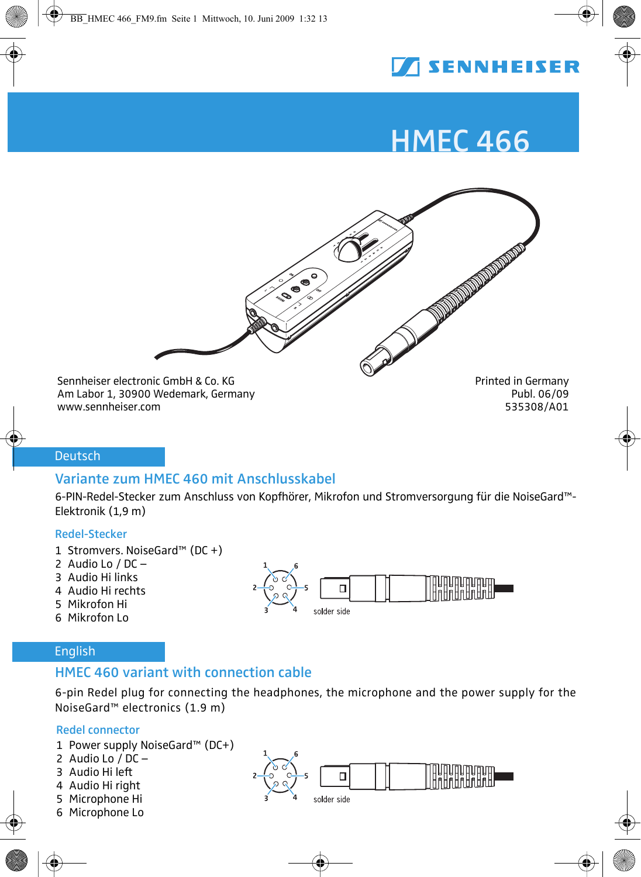# HMEC 466

Sennheiser electronic GmbH & Co. KG
Am Labor 1, 30900 Wedemark, Germany
www.sennheiser.com

Printed in Germany
Publ. 06/09
535308/A01

## Deutsch

### Variante zum HMEC 460 mit Anschlusskabel

6-PIN-Redel-Stecker zum Anschluss von Kopfhörer, Mikrofon und Stromversorgung für die NoiseGard™-Elektronik (1,9 m)

#### Redel-Stecker

1 Stromvers. NoiseGard™ (DC +)
2 Audio Lo / DC –
3 Audio Hi links
4 Audio Hi rechts
5 Mikrofon Hi
6 Mikrofon Lo

solder side

## English

### HMEC 460 variant with connection cable

6-pin Redel plug for connecting the headphones, the microphone and the power supply for the NoiseGard™ electronics (1.9 m)

#### Redel connector

1 Power supply NoiseGard™ (DC+)
2 Audio Lo / DC –
3 Audio Hi left
4 Audio Hi right
5 Microphone Hi
6 Microphone Lo

solder side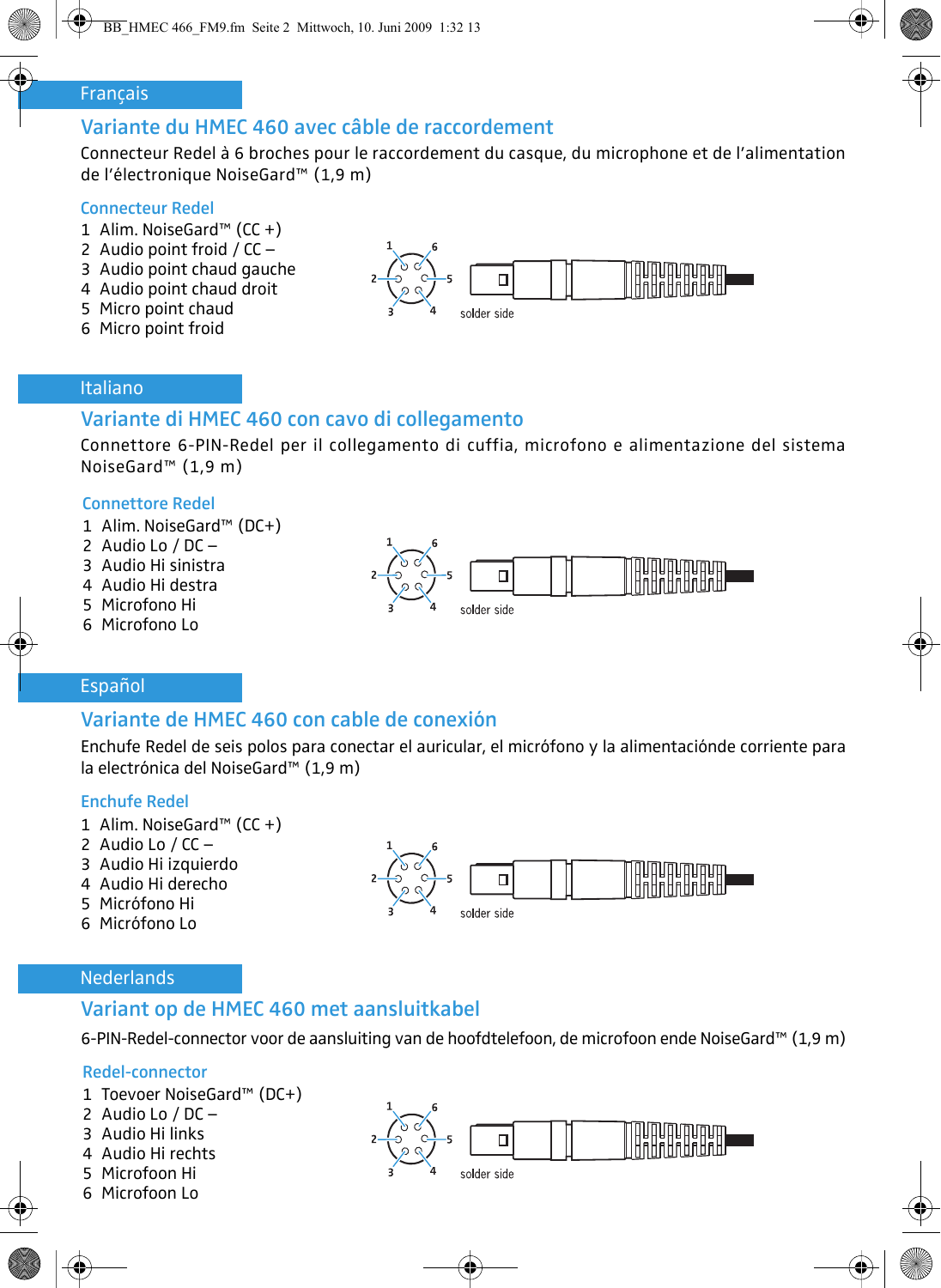## Français

### Variante du HMEC 460 avec câble de raccordement

Connecteur Redel à 6 broches pour le raccordement du casque, du microphone et de l'alimentation de l'électronique NoiseGard™ (1,9 m)

#### Connecteur Redel

1. Alim. NoiseGard™ (CC +)
2. Audio point froid / CC –
3. Audio point chaud gauche
4. Audio point chaud droit
5. Micro point chaud
6. Micro point froid

1 6 2 5 3 4

solder side

## Italiano

### Variante di HMEC 460 con cavo di collegamento

Connettore 6-PIN-Redel per il collegamento di cuffia, microfono e alimentazione del sistema NoiseGard™ (1,9 m)

#### Connettore Redel

1. Alim. NoiseGard™ (DC+)
2. Audio Lo / DC –
3. Audio Hi sinistra
4. Audio Hi destra
5. Microfono Hi
6. Microfono Lo

1 6 2 5 3 4

solder side

## Español

### Variante de HMEC 460 con cable de conexión

Enchufe Redel de seis polos para conectar el auricular, el micrófono y la alimentaciónde corriente para la electrónica del NoiseGard™ (1,9 m)

#### Enchufe Redel

1. Alim. NoiseGard™ (CC +)
2. Audio Lo / CC –
3. Audio Hi izquierdo
4. Audio Hi derecho
5. Micrófono Hi
6. Micrófono Lo

1 6 2 5 3 4

solder side

## Nederlands

### Variant op de HMEC 460 met aansluitkabel

6-PIN-Redel-connector voor de aansluiting van de hoofdtelefoon, de microfoon ende NoiseGard™ (1,9 m)

#### Redel-connector

1. Toevoer NoiseGard™ (DC+)
2. Audio Lo / DC –
3. Audio Hi links
4. Audio Hi rechts
5. Microfoon Hi
6. Microfoon Lo

1 6 2 5 3 4

solder side